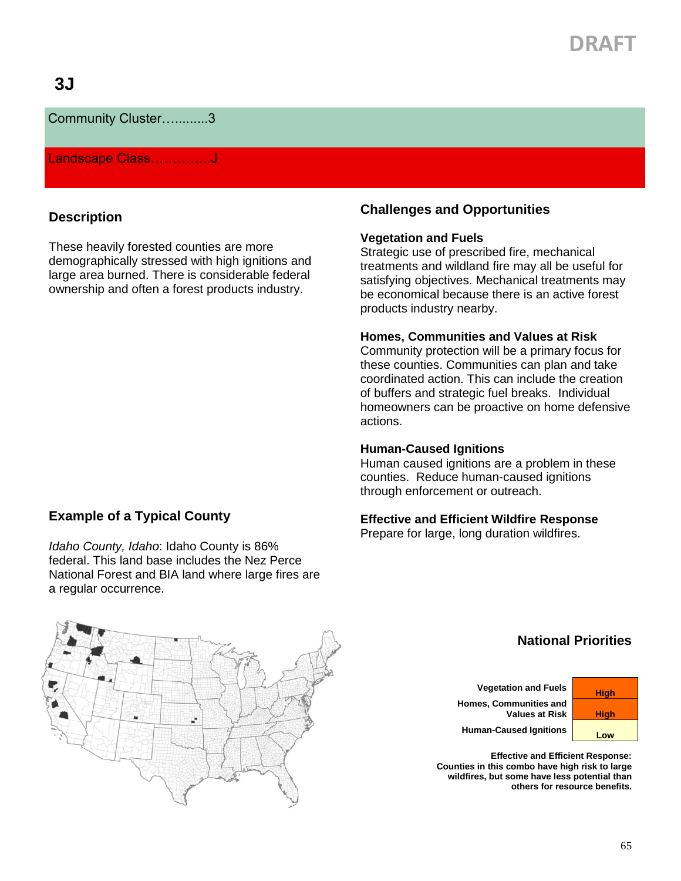DRAFT

# 3J

Community Cluster…........3

Landscape Class…………..J

## Description

These heavily forested counties are more demographically stressed with high ignitions and large area burned. There is considerable federal ownership and often a forest products industry.

## Example of a Typical County

*Idaho County, Idaho*: Idaho County is 86% federal. This land base includes the Nez Perce National Forest and BIA land where large fires are a regular occurrence.

## Challenges and Opportunities

### Vegetation and Fuels

Strategic use of prescribed fire, mechanical treatments and wildland fire may all be useful for satisfying objectives. Mechanical treatments may be economical because there is an active forest products industry nearby.

### Homes, Communities and Values at Risk

Community protection will be a primary focus for these counties. Communities can plan and take coordinated action. This can include the creation of buffers and strategic fuel breaks. Individual homeowners can be proactive on home defensive actions.

### Human-Caused Ignitions

Human caused ignitions are a problem in these counties. Reduce human-caused ignitions through enforcement or outreach.

### Effective and Efficient Wildfire Response

Prepare for large, long duration wildfires.

## National Priorities

| | |
|---|---|
| Vegetation and Fuels | High |
| Homes, Communities and Values at Risk | High |
| Human-Caused Ignitions | Low |

**Effective and Efficient Response: Counties in this combo have high risk to large wildfires, but some have less potential than others for resource benefits.**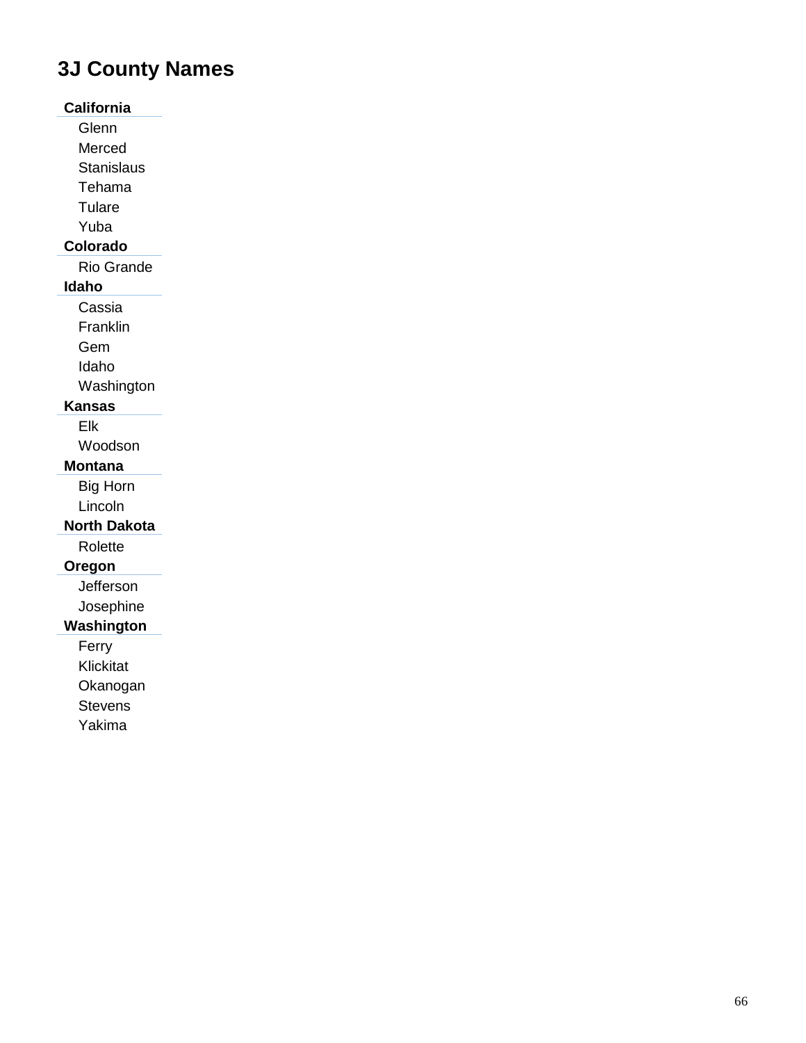# 3J County Names

**California**

- Glenn
- Merced
- Stanislaus
- Tehama
- Tulare
- Yuba

**Colorado**

- Rio Grande

**Idaho**

- Cassia
- Franklin
- Gem
- Idaho
- Washington

**Kansas**

- Elk
- Woodson

**Montana**

- Big Horn
- Lincoln

**North Dakota**

- Rolette

**Oregon**

- Jefferson
- Josephine

**Washington**

- Ferry
- Klickitat
- Okanogan
- Stevens
- Yakima